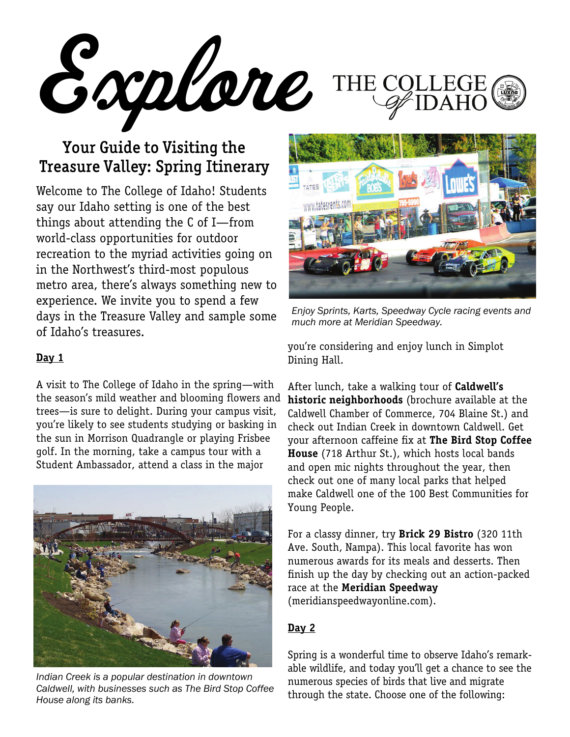# Explore THE COLLEGE of IDAHO

## Your Guide to Visiting the Treasure Valley: Spring Itinerary

Welcome to The College of Idaho! Students say our Idaho setting is one of the best things about attending the C of I—from world-class opportunities for outdoor recreation to the myriad activities going on in the Northwest's third-most populous metro area, there's always something new to experience. We invite you to spend a few days in the Treasure Valley and sample some of Idaho's treasures.

### Day 1

A visit to The College of Idaho in the spring—with the season's mild weather and blooming flowers and trees—is sure to delight. During your campus visit, you're likely to see students studying or basking in the sun in Morrison Quadrangle or playing Frisbee golf. In the morning, take a campus tour with a Student Ambassador, attend a class in the major you're considering and enjoy lunch in Simplot Dining Hall.

*Indian Creek is a popular destination in downtown Caldwell, with businesses such as The Bird Stop Coffee House along its banks.*

*Enjoy Sprints, Karts, Speedway Cycle racing events and much more at Meridian Speedway.*

After lunch, take a walking tour of **Caldwell's historic neighborhoods** (brochure available at the Caldwell Chamber of Commerce, 704 Blaine St.) and check out Indian Creek in downtown Caldwell. Get your afternoon caffeine fix at **The Bird Stop Coffee House** (718 Arthur St.), which hosts local bands and open mic nights throughout the year, then check out one of many local parks that helped make Caldwell one of the 100 Best Communities for Young People.

For a classy dinner, try **Brick 29 Bistro** (320 11th Ave. South, Nampa). This local favorite has won numerous awards for its meals and desserts. Then finish up the day by checking out an action-packed race at the **Meridian Speedway** (meridianspeedwayonline.com).

### Day 2

Spring is a wonderful time to observe Idaho's remarkable wildlife, and today you'll get a chance to see the numerous species of birds that live and migrate through the state. Choose one of the following: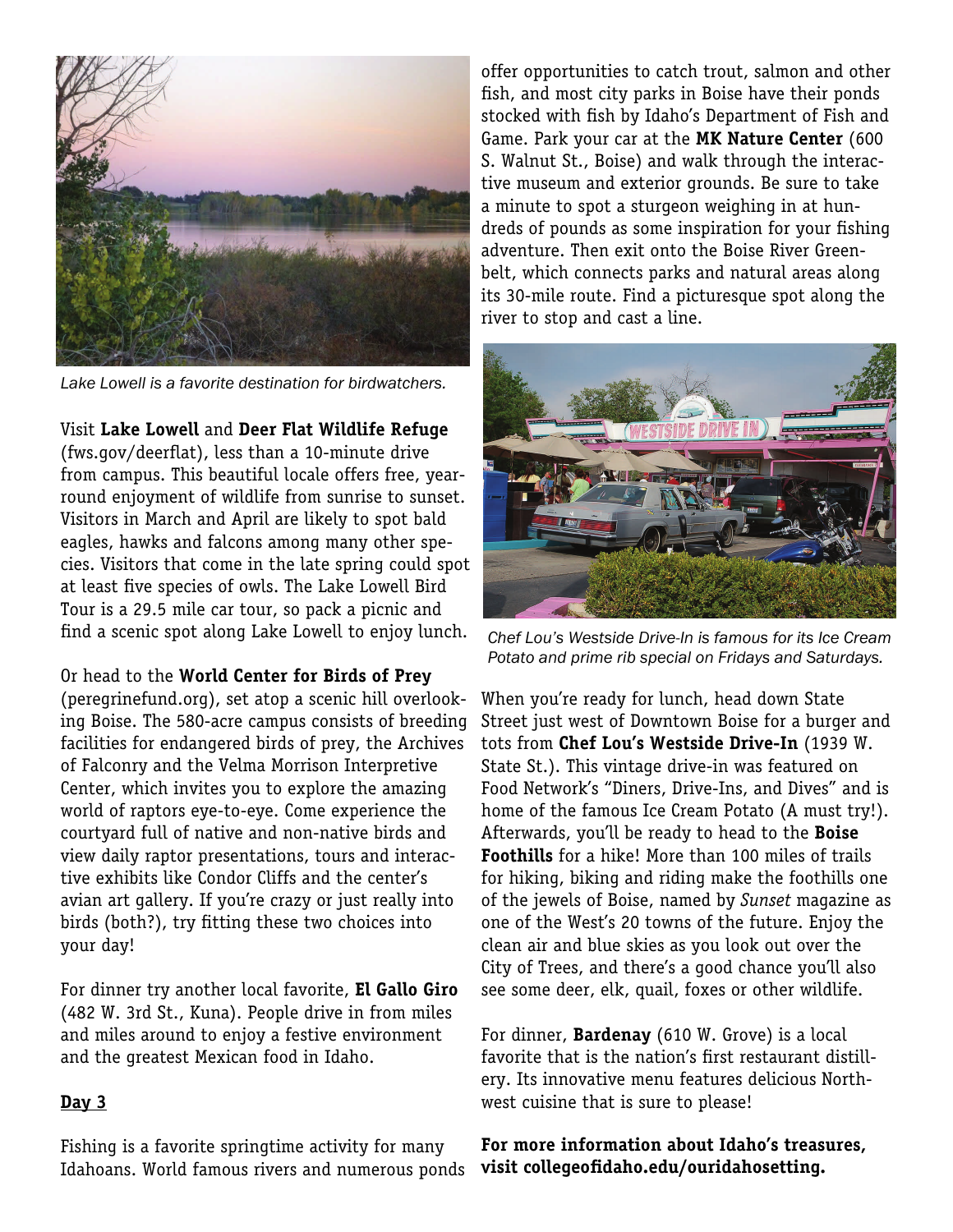*Lake Lowell is a favorite destination for birdwatchers.*

Visit **Lake Lowell** and **Deer Flat Wildlife Refuge** (fws.gov/deerflat), less than a 10-minute drive from campus. This beautiful locale offers free, year-round enjoyment of wildlife from sunrise to sunset. Visitors in March and April are likely to spot bald eagles, hawks and falcons among many other species. Visitors that come in the late spring could spot at least five species of owls. The Lake Lowell Bird Tour is a 29.5 mile car tour, so pack a picnic and find a scenic spot along Lake Lowell to enjoy lunch.

Or head to the **World Center for Birds of Prey** (peregrinefund.org), set atop a scenic hill overlooking Boise. The 580-acre campus consists of breeding facilities for endangered birds of prey, the Archives of Falconry and the Velma Morrison Interpretive Center, which invites you to explore the amazing world of raptors eye-to-eye. Come experience the courtyard full of native and non-native birds and view daily raptor presentations, tours and interactive exhibits like Condor Cliffs and the center's avian art gallery. If you're crazy or just really into birds (both?), try fitting these two choices into your day!

For dinner try another local favorite, **El Gallo Giro** (482 W. 3rd St., Kuna). People drive in from miles and miles around to enjoy a festive environment and the greatest Mexican food in Idaho.

**Day 3**

Fishing is a favorite springtime activity for many Idahoans. World famous rivers and numerous ponds offer opportunities to catch trout, salmon and other fish, and most city parks in Boise have their ponds stocked with fish by Idaho's Department of Fish and Game. Park your car at the **MK Nature Center** (600 S. Walnut St., Boise) and walk through the interactive museum and exterior grounds. Be sure to take a minute to spot a sturgeon weighing in at hundreds of pounds as some inspiration for your fishing adventure. Then exit onto the Boise River Greenbelt, which connects parks and natural areas along its 30-mile route. Find a picturesque spot along the river to stop and cast a line.

*Chef Lou's Westside Drive-In is famous for its Ice Cream Potato and prime rib special on Fridays and Saturdays.*

When you're ready for lunch, head down State Street just west of Downtown Boise for a burger and tots from **Chef Lou's Westside Drive-In** (1939 W. State St.). This vintage drive-in was featured on Food Network's "Diners, Drive-Ins, and Dives" and is home of the famous Ice Cream Potato (A must try!). Afterwards, you'll be ready to head to the **Boise Foothills** for a hike! More than 100 miles of trails for hiking, biking and riding make the foothills one of the jewels of Boise, named by *Sunset* magazine as one of the West's 20 towns of the future. Enjoy the clean air and blue skies as you look out over the City of Trees, and there's a good chance you'll also see some deer, elk, quail, foxes or other wildlife.

For dinner, **Bardenay** (610 W. Grove) is a local favorite that is the nation's first restaurant distillery. Its innovative menu features delicious Northwest cuisine that is sure to please!

**For more information about Idaho's treasures, visit collegeofidaho.edu/ouridahosetting.**